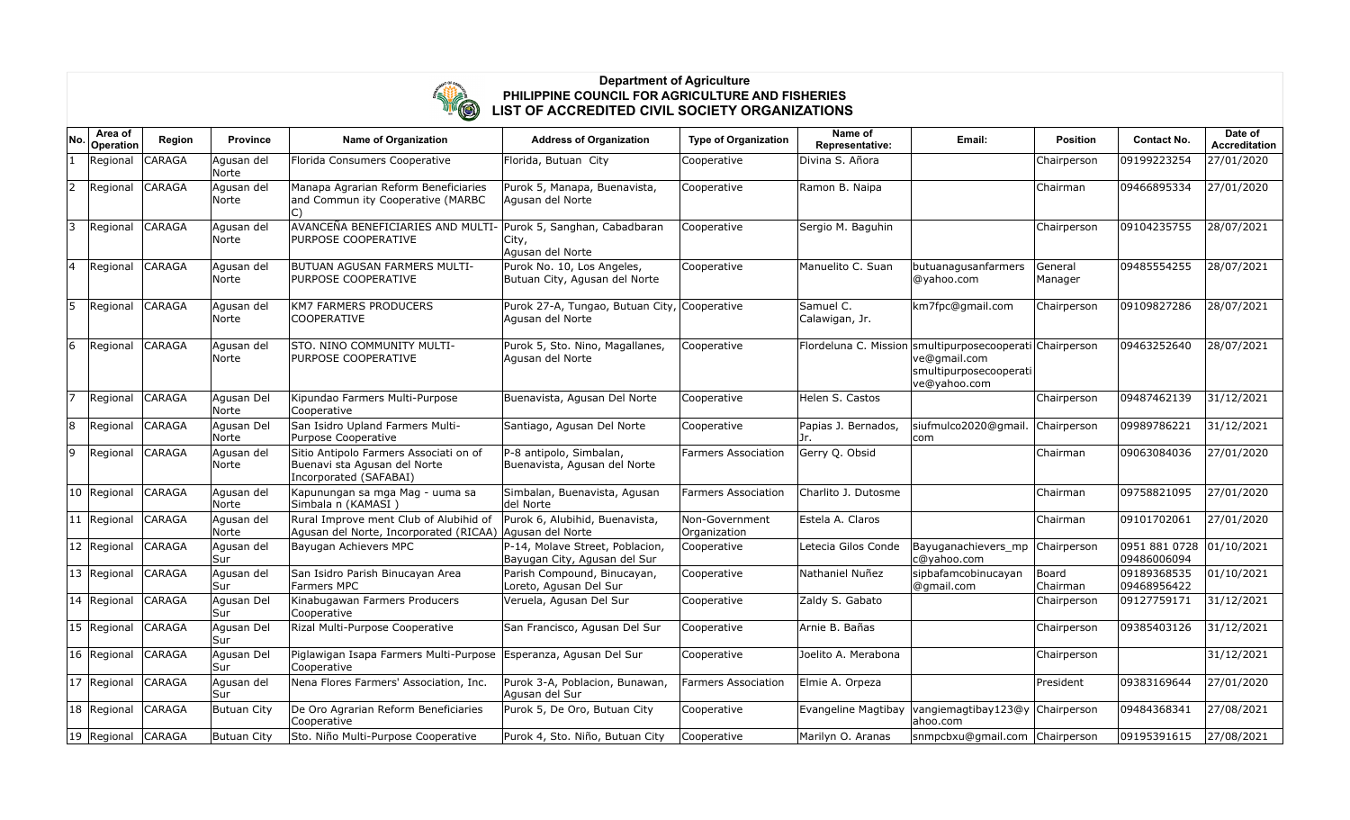**Department of Agriculture**
**PHILIPPINE COUNCIL FOR AGRICULTURE AND FISHERIES**
**LIST OF ACCREDITED CIVIL SOCIETY ORGANIZATIONS**

| No. | Area of Operation | Region | Province | Name of Organization | Address of Organization | Type of Organization | Name of Representative: | Email: | Position | Contact No. | Date of Accreditation |
|---|---|---|---|---|---|---|---|---|---|---|---|
| 1 | Regional | CARAGA | Agusan del Norte | Florida Consumers Cooperative | Florida, Butuan City | Cooperative | Divina S. Añora | | Chairperson | 09199223254 | 27/01/2020 |
| 2 | Regional | CARAGA | Agusan del Norte | Manapa Agrarian Reform Beneficiaries and Commun ity Cooperative (MARBC C) | Purok 5, Manapa, Buenavista, Agusan del Norte | Cooperative | Ramon B. Naipa | | Chairman | 09466895334 | 27/01/2020 |
| 3 | Regional | CARAGA | Agusan del Norte | AVANCEÑA BENEFICIARIES AND MULTI-PURPOSE COOPERATIVE | Purok 5, Sanghan, Cabadbaran City, Agusan del Norte | Cooperative | Sergio M. Baguhin | | Chairperson | 09104235755 | 28/07/2021 |
| 4 | Regional | CARAGA | Agusan del Norte | BUTUAN AGUSAN FARMERS MULTI-PURPOSE COOPERATIVE | Purok No. 10, Los Angeles, Butuan City, Agusan del Norte | Cooperative | Manuelito C. Suan | butuanagusanfarmers@yahoo.com | General Manager | 09485554255 | 28/07/2021 |
| 5 | Regional | CARAGA | Agusan del Norte | KM7 FARMERS PRODUCERS COOPERATIVE | Purok 27-A, Tungao, Butuan City, Agusan del Norte | Cooperative | Samuel C. Calawigan, Jr. | km7fpc@gmail.com | Chairperson | 09109827286 | 28/07/2021 |
| 6 | Regional | CARAGA | Agusan del Norte | STO. NINO COMMUNITY MULTI-PURPOSE COOPERATIVE | Purok 5, Sto. Nino, Magallanes, Agusan del Norte | Cooperative | Flordeluna C. Mission | smultipurposecooperative@gmail.com smultipurposecooperative@yahoo.com | Chairperson | 09463252640 | 28/07/2021 |
| 7 | Regional | CARAGA | Agusan Del Norte | Kipundao Farmers Multi-Purpose Cooperative | Buenavista, Agusan Del Norte | Cooperative | Helen S. Castos | | Chairperson | 09487462139 | 31/12/2021 |
| 8 | Regional | CARAGA | Agusan Del Norte | San Isidro Upland Farmers Multi-Purpose Cooperative | Santiago, Agusan Del Norte | Cooperative | Papias J. Bernados, Jr. | siufmulco2020@gmail.com | Chairperson | 09989786221 | 31/12/2021 |
| 9 | Regional | CARAGA | Agusan del Norte | Sitio Antipolo Farmers Associati on of Buenavi sta Agusan del Norte Incorporated (SAFABAI) | P-8 antipolo, Simbalan, Buenavista, Agusan del Norte | Farmers Association | Gerry Q. Obsid | | Chairman | 09063084036 | 27/01/2020 |
| 10 | Regional | CARAGA | Agusan del Norte | Kapunungan sa mga Mag - uuma sa Simbala n (KAMASI ) | Simbalan, Buenavista, Agusan del Norte | Farmers Association | Charlito J. Dutosme | | Chairman | 09758821095 | 27/01/2020 |
| 11 | Regional | CARAGA | Agusan del Norte | Rural Improve ment Club of Alubihid of Agusan del Norte, Incorporated (RICAA) | Purok 6, Alubihid, Buenavista, Agusan del Norte | Non-Government Organization | Estela A. Claros | | Chairman | 09101702061 | 27/01/2020 |
| 12 | Regional | CARAGA | Agusan del Sur | Bayugan Achievers MPC | P-14, Molave Street, Poblacion, Bayugan City, Agusan del Sur | Cooperative | Letecia Gilos Conde | Bayuganachievers_mpc@yahoo.com | Chairperson | 0951 881 0728 09486006094 | 01/10/2021 |
| 13 | Regional | CARAGA | Agusan del Sur | San Isidro Parish Binucayan Area Farmers MPC | Parish Compound, Binucayan, Loreto, Agusan Del Sur | Cooperative | Nathaniel Nuñez | sipbafamcobinucayan@gmail.com | Board Chairman | 09189368535 09468956422 | 01/10/2021 |
| 14 | Regional | CARAGA | Agusan Del Sur | Kinabugawan Farmers Producers Cooperative | Veruela, Agusan Del Sur | Cooperative | Zaldy S. Gabato | | Chairperson | 09127759171 | 31/12/2021 |
| 15 | Regional | CARAGA | Agusan Del Sur | Rizal Multi-Purpose Cooperative | San Francisco, Agusan Del Sur | Cooperative | Arnie B. Bañas | | Chairperson | 09385403126 | 31/12/2021 |
| 16 | Regional | CARAGA | Agusan Del Sur | Piglawigan Isapa Farmers Multi-Purpose Cooperative | Esperanza, Agusan Del Sur | Cooperative | Joelito A. Merabona | | Chairperson | | 31/12/2021 |
| 17 | Regional | CARAGA | Agusan del Sur | Nena Flores Farmers' Association, Inc. | Purok 3-A, Poblacion, Bunawan, Agusan del Sur | Farmers Association | Elmie A. Orpeza | | President | 09383169644 | 27/01/2020 |
| 18 | Regional | CARAGA | Butuan City | De Oro Agrarian Reform Beneficiaries Cooperative | Purok 5, De Oro, Butuan City | Cooperative | Evangeline Magtibay | vangiemagtibay123@yahoo.com | Chairperson | 09484368341 | 27/08/2021 |
| 19 | Regional | CARAGA | Butuan City | Sto. Niño Multi-Purpose Cooperative | Purok 4, Sto. Niño, Butuan City | Cooperative | Marilyn O. Aranas | snmpcbxu@gmail.com | Chairperson | 09195391615 | 27/08/2021 |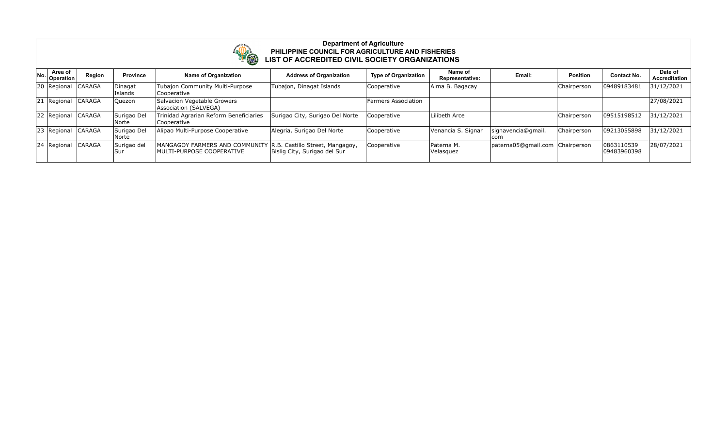# Department of Agriculture
## PHILIPPINE COUNCIL FOR AGRICULTURE AND FISHERIES
## LIST OF ACCREDITED CIVIL SOCIETY ORGANIZATIONS

| No. | Area of Operation | Region | Province | Name of Organization | Address of Organization | Type of Organization | Name of Representative: | Email: | Position | Contact No. | Date of Accreditation |
|---|---|---|---|---|---|---|---|---|---|---|---|
| 20 | Regional | CARAGA | Dinagat Islands | Tubajon Community Multi-Purpose Cooperative | Tubajon, Dinagat Islands | Cooperative | Alma B. Bagacay | | Chairperson | 09489183481 | 31/12/2021 |
| 21 | Regional | CARAGA | Quezon | Salvacion Vegetable Growers Association (SALVEGA) | | Farmers Association | | | | | 27/08/2021 |
| 22 | Regional | CARAGA | Surigao Del Norte | Trinidad Agrarian Reform Beneficiaries Cooperative | Surigao City, Surigao Del Norte | Cooperative | Lilibeth Arce | | Chairperson | 09515198512 | 31/12/2021 |
| 23 | Regional | CARAGA | Surigao Del Norte | Alipao Multi-Purpose Cooperative | Alegria, Surigao Del Norte | Cooperative | Venancia S. Signar | signavencia@gmail.com | Chairperson | 09213055898 | 31/12/2021 |
| 24 | Regional | CARAGA | Surigao del Sur | MANGAGOY FARMERS AND COMMUNITY MULTI-PURPOSE COOPERATIVE | R.B. Castillo Street, Mangagoy, Bislig City, Surigao del Sur | Cooperative | Paterna M. Velasquez | paterna05@gmail.com | Chairperson | 0863110539 09483960398 | 28/07/2021 |